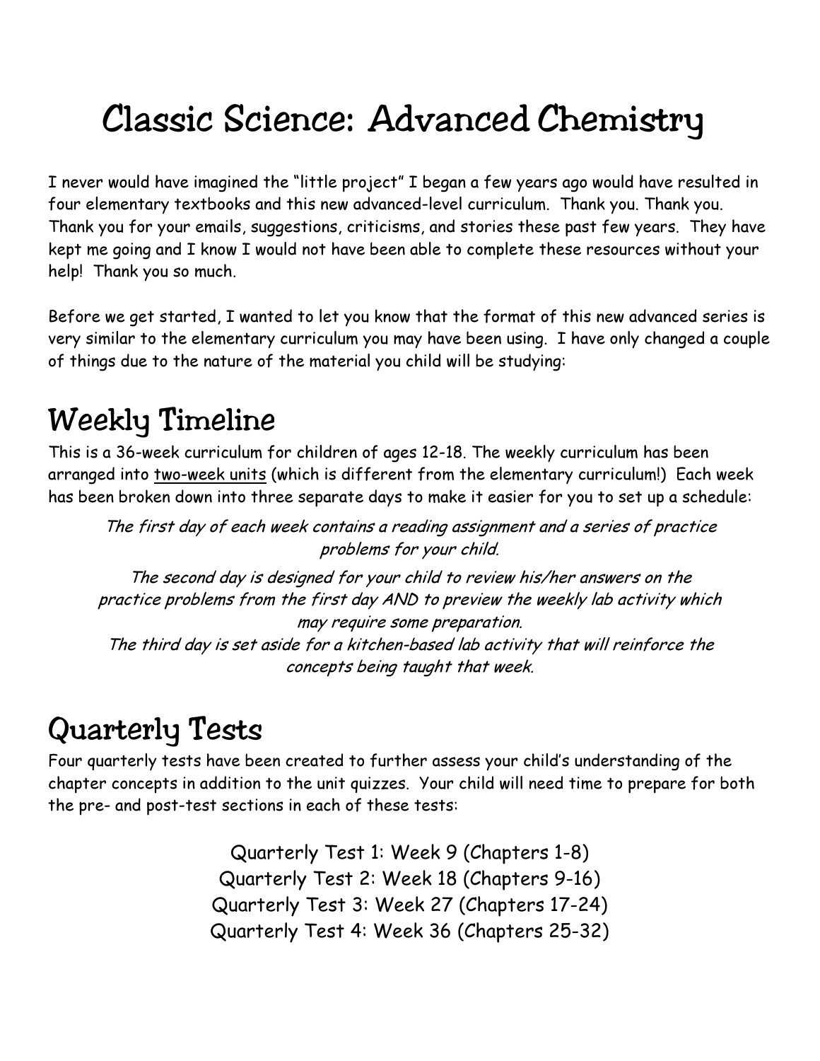# Classic Science: Advanced Chemistry

I never would have imagined the "little project" I began a few years ago would have resulted in four elementary textbooks and this new advanced-level curriculum. Thank you. Thank you. Thank you for your emails, suggestions, criticisms, and stories these past few years. They have kept me going and I know I would not have been able to complete these resources without your help! Thank you so much.

Before we get started, I wanted to let you know that the format of this new advanced series is very similar to the elementary curriculum you may have been using. I have only changed a couple of things due to the nature of the material you child will be studying:

## Weekly Timeline

This is a 36-week curriculum for children of ages 12-18. The weekly curriculum has been arranged into <u>two-week units</u> (which is different from the elementary curriculum!) Each week has been broken down into three separate days to make it easier for you to set up a schedule:

*The first day of each week contains a reading assignment and a series of practice problems for your child.*

*The second day is designed for your child to review his/her answers on the practice problems from the first day AND to preview the weekly lab activity which may require some preparation.*

*The third day is set aside for a kitchen-based lab activity that will reinforce the concepts being taught that week.*

## Quarterly Tests

Four quarterly tests have been created to further assess your child's understanding of the chapter concepts in addition to the unit quizzes. Your child will need time to prepare for both the pre- and post-test sections in each of these tests:

Quarterly Test 1: Week 9 (Chapters 1-8)
Quarterly Test 2: Week 18 (Chapters 9-16)
Quarterly Test 3: Week 27 (Chapters 17-24)
Quarterly Test 4: Week 36 (Chapters 25-32)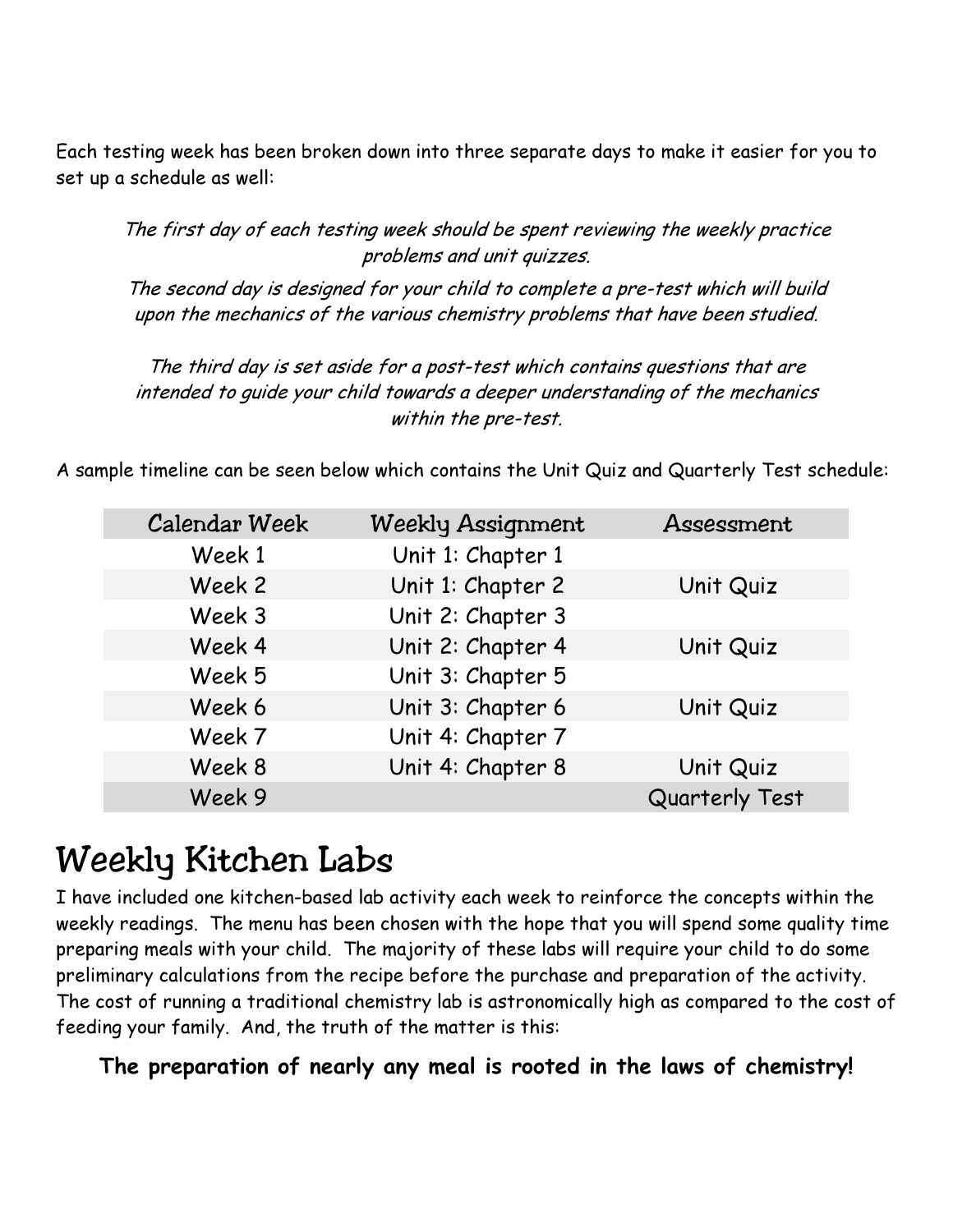Each testing week has been broken down into three separate days to make it easier for you to set up a schedule as well:

*The first day of each testing week should be spent reviewing the weekly practice problems and unit quizzes.*

*The second day is designed for your child to complete a pre-test which will build upon the mechanics of the various chemistry problems that have been studied.*

*The third day is set aside for a post-test which contains questions that are intended to guide your child towards a deeper understanding of the mechanics within the pre-test.*

A sample timeline can be seen below which contains the Unit Quiz and Quarterly Test schedule:

| Calendar Week | Weekly Assignment | Assessment |
|---|---|---|
| Week 1 | Unit 1: Chapter 1 | |
| Week 2 | Unit 1: Chapter 2 | Unit Quiz |
| Week 3 | Unit 2: Chapter 3 | |
| Week 4 | Unit 2: Chapter 4 | Unit Quiz |
| Week 5 | Unit 3: Chapter 5 | |
| Week 6 | Unit 3: Chapter 6 | Unit Quiz |
| Week 7 | Unit 4: Chapter 7 | |
| Week 8 | Unit 4: Chapter 8 | Unit Quiz |
| Week 9 | | Quarterly Test |

# Weekly Kitchen Labs

I have included one kitchen-based lab activity each week to reinforce the concepts within the weekly readings. The menu has been chosen with the hope that you will spend some quality time preparing meals with your child. The majority of these labs will require your child to do some preliminary calculations from the recipe before the purchase and preparation of the activity. The cost of running a traditional chemistry lab is astronomically high as compared to the cost of feeding your family. And, the truth of the matter is this:

**The preparation of nearly any meal is rooted in the laws of chemistry!**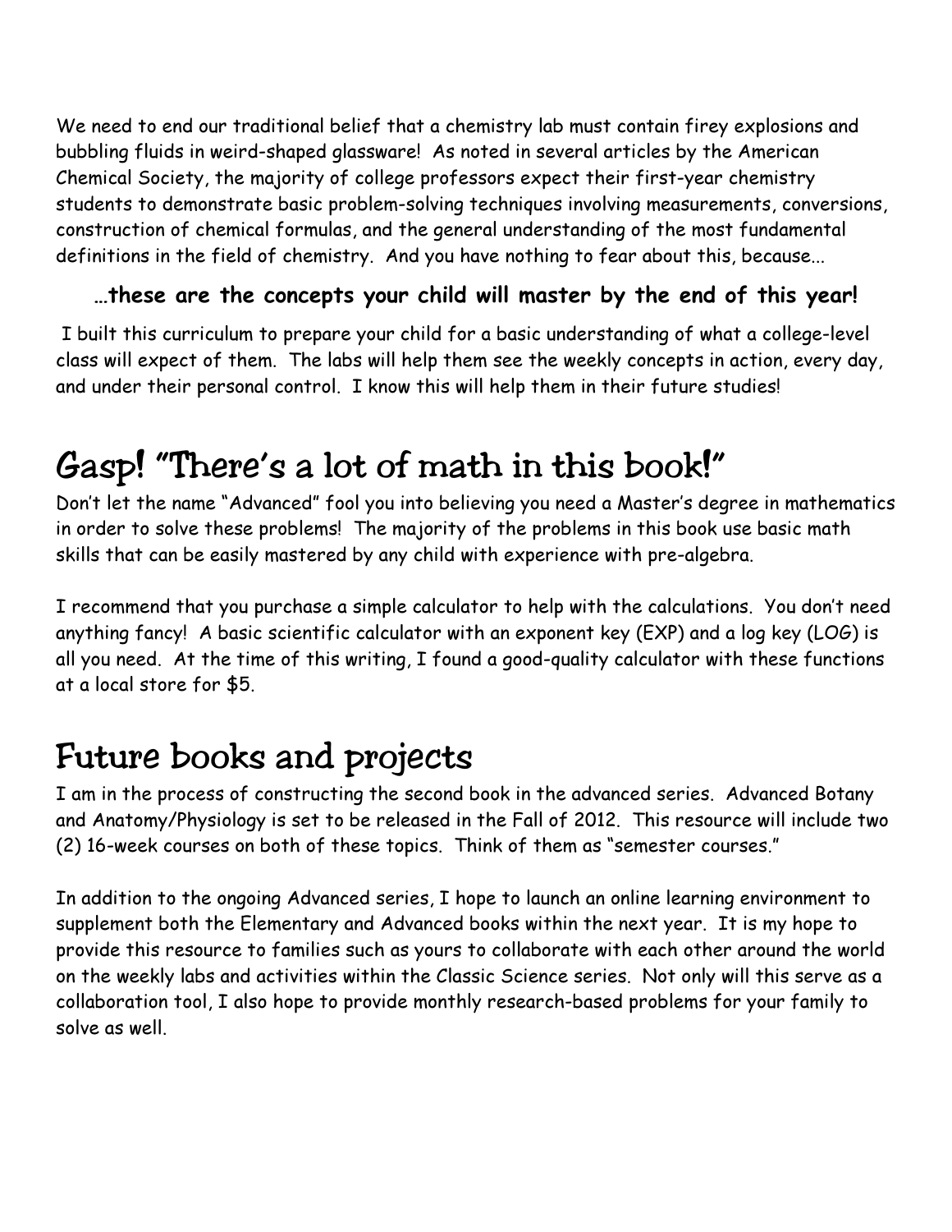We need to end our traditional belief that a chemistry lab must contain firey explosions and bubbling fluids in weird-shaped glassware! As noted in several articles by the American Chemical Society, the majority of college professors expect their first-year chemistry students to demonstrate basic problem-solving techniques involving measurements, conversions, construction of chemical formulas, and the general understanding of the most fundamental definitions in the field of chemistry. And you have nothing to fear about this, because...

**…these are the concepts your child will master by the end of this year!**

I built this curriculum to prepare your child for a basic understanding of what a college-level class will expect of them. The labs will help them see the weekly concepts in action, every day, and under their personal control. I know this will help them in their future studies!

# Gasp! "There's a lot of math in this book!"

Don't let the name "Advanced" fool you into believing you need a Master's degree in mathematics in order to solve these problems! The majority of the problems in this book use basic math skills that can be easily mastered by any child with experience with pre-algebra.

I recommend that you purchase a simple calculator to help with the calculations. You don't need anything fancy! A basic scientific calculator with an exponent key (EXP) and a log key (LOG) is all you need. At the time of this writing, I found a good-quality calculator with these functions at a local store for $5.

# Future books and projects

I am in the process of constructing the second book in the advanced series. Advanced Botany and Anatomy/Physiology is set to be released in the Fall of 2012. This resource will include two (2) 16-week courses on both of these topics. Think of them as "semester courses."

In addition to the ongoing Advanced series, I hope to launch an online learning environment to supplement both the Elementary and Advanced books within the next year. It is my hope to provide this resource to families such as yours to collaborate with each other around the world on the weekly labs and activities within the Classic Science series. Not only will this serve as a collaboration tool, I also hope to provide monthly research-based problems for your family to solve as well.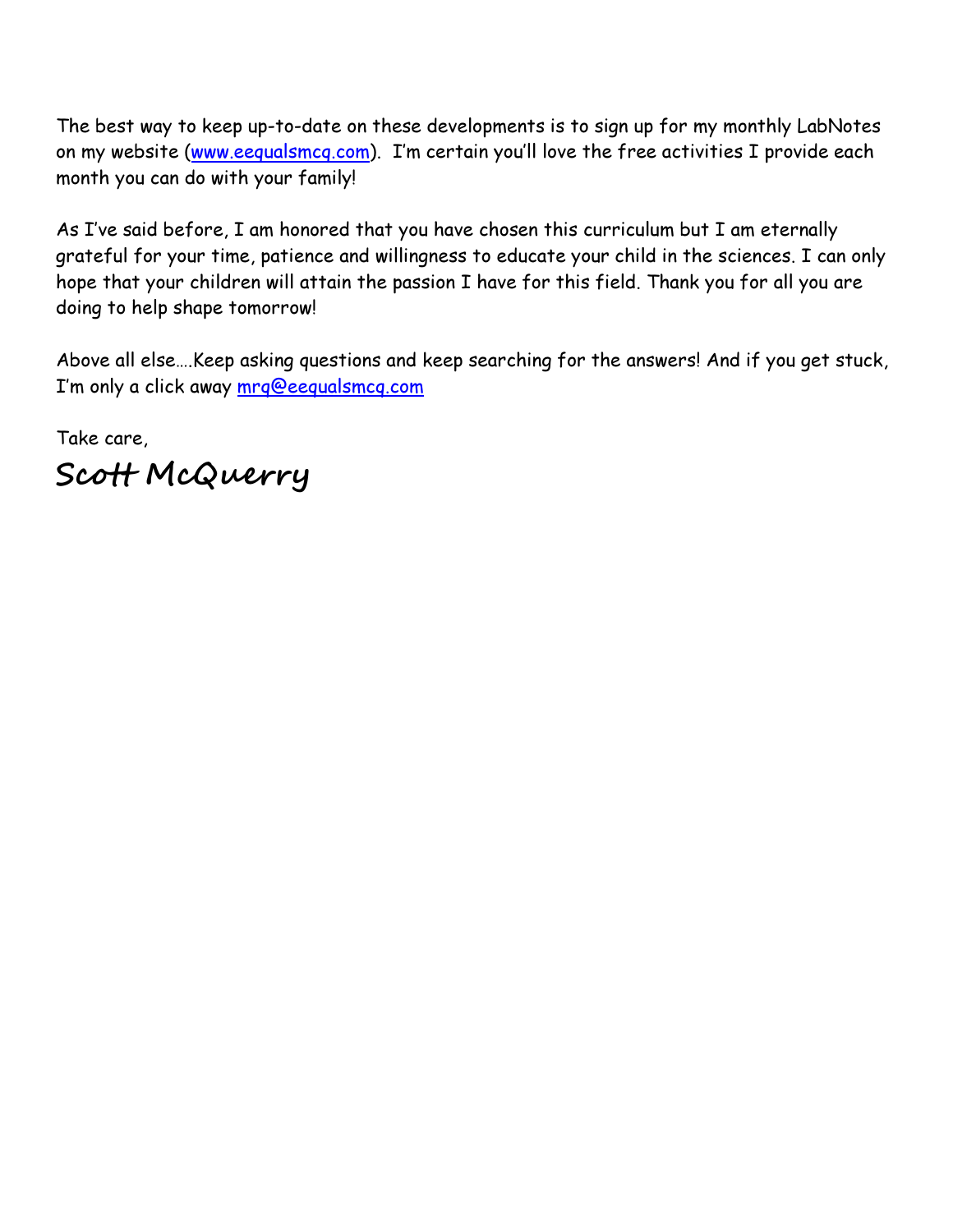The best way to keep up-to-date on these developments is to sign up for my monthly LabNotes on my website (www.eequalsmcq.com). I'm certain you'll love the free activities I provide each month you can do with your family!

As I've said before, I am honored that you have chosen this curriculum but I am eternally grateful for your time, patience and willingness to educate your child in the sciences. I can only hope that your children will attain the passion I have for this field. Thank you for all you are doing to help shape tomorrow!

Above all else….Keep asking questions and keep searching for the answers! And if you get stuck, I'm only a click away mrq@eequalsmcq.com

Take care,

**Scott McQuerry**